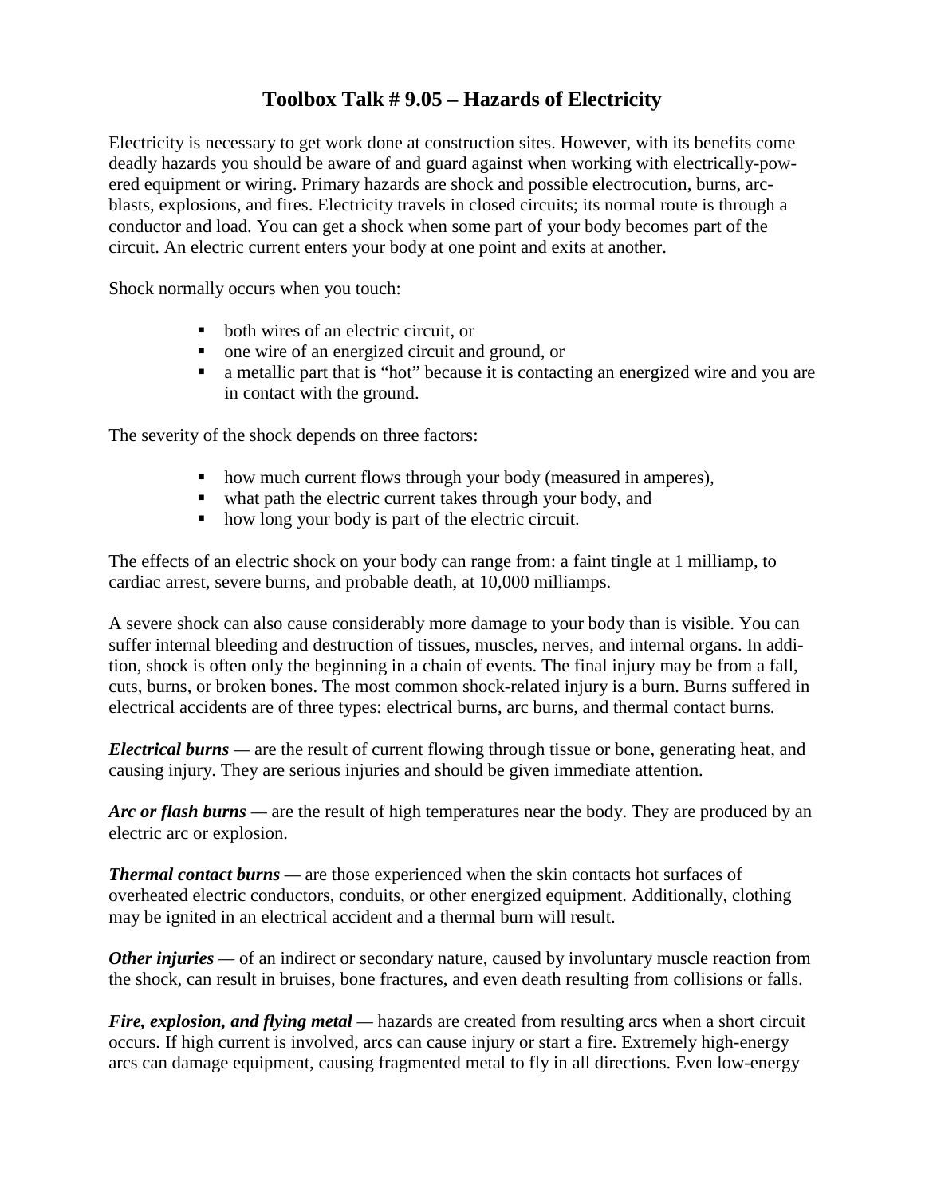# Toolbox Talk # 9.05 – Hazards of Electricity

Electricity is necessary to get work done at construction sites. However, with its benefits come deadly hazards you should be aware of and guard against when working with electrically-powered equipment or wiring. Primary hazards are shock and possible electrocution, burns, arc-blasts, explosions, and fires. Electricity travels in closed circuits; its normal route is through a conductor and load. You can get a shock when some part of your body becomes part of the circuit. An electric current enters your body at one point and exits at another.

Shock normally occurs when you touch:

- both wires of an electric circuit, or
- one wire of an energized circuit and ground, or
- a metallic part that is "hot" because it is contacting an energized wire and you are in contact with the ground.

The severity of the shock depends on three factors:

- how much current flows through your body (measured in amperes),
- what path the electric current takes through your body, and
- how long your body is part of the electric circuit.

The effects of an electric shock on your body can range from: a faint tingle at 1 milliamp, to cardiac arrest, severe burns, and probable death, at 10,000 milliamps.

A severe shock can also cause considerably more damage to your body than is visible. You can suffer internal bleeding and destruction of tissues, muscles, nerves, and internal organs. In addition, shock is often only the beginning in a chain of events. The final injury may be from a fall, cuts, burns, or broken bones. The most common shock-related injury is a burn. Burns suffered in electrical accidents are of three types: electrical burns, arc burns, and thermal contact burns.

***Electrical burns*** — are the result of current flowing through tissue or bone, generating heat, and causing injury. They are serious injuries and should be given immediate attention.

***Arc or flash burns*** — are the result of high temperatures near the body. They are produced by an electric arc or explosion.

***Thermal contact burns*** — are those experienced when the skin contacts hot surfaces of overheated electric conductors, conduits, or other energized equipment. Additionally, clothing may be ignited in an electrical accident and a thermal burn will result.

***Other injuries*** — of an indirect or secondary nature, caused by involuntary muscle reaction from the shock, can result in bruises, bone fractures, and even death resulting from collisions or falls.

***Fire, explosion, and flying metal*** — hazards are created from resulting arcs when a short circuit occurs. If high current is involved, arcs can cause injury or start a fire. Extremely high-energy arcs can damage equipment, causing fragmented metal to fly in all directions. Even low-energy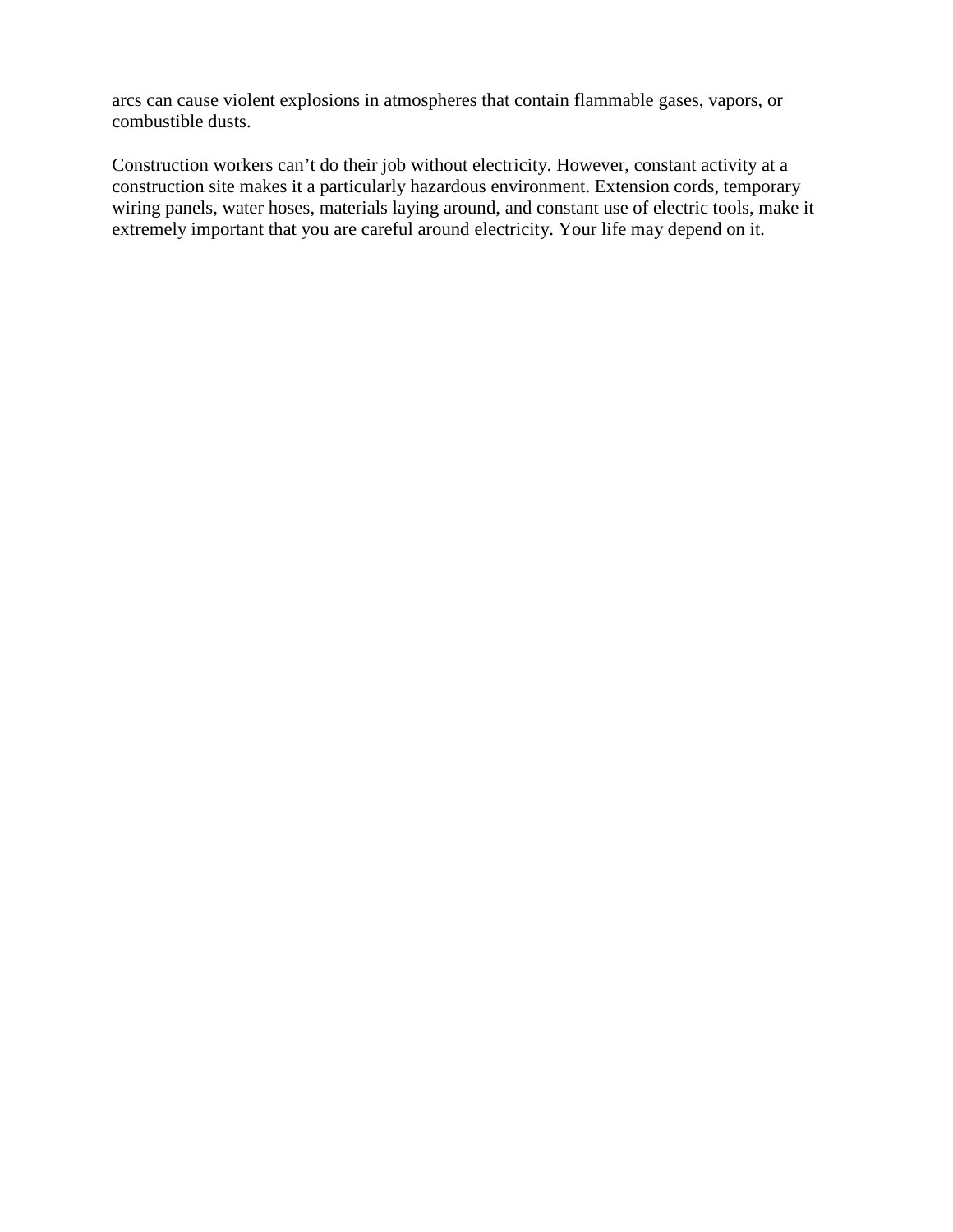arcs can cause violent explosions in atmospheres that contain flammable gases, vapors, or combustible dusts.

Construction workers can’t do their job without electricity. However, constant activity at a construction site makes it a particularly hazardous environment. Extension cords, temporary wiring panels, water hoses, materials laying around, and constant use of electric tools, make it extremely important that you are careful around electricity. Your life may depend on it.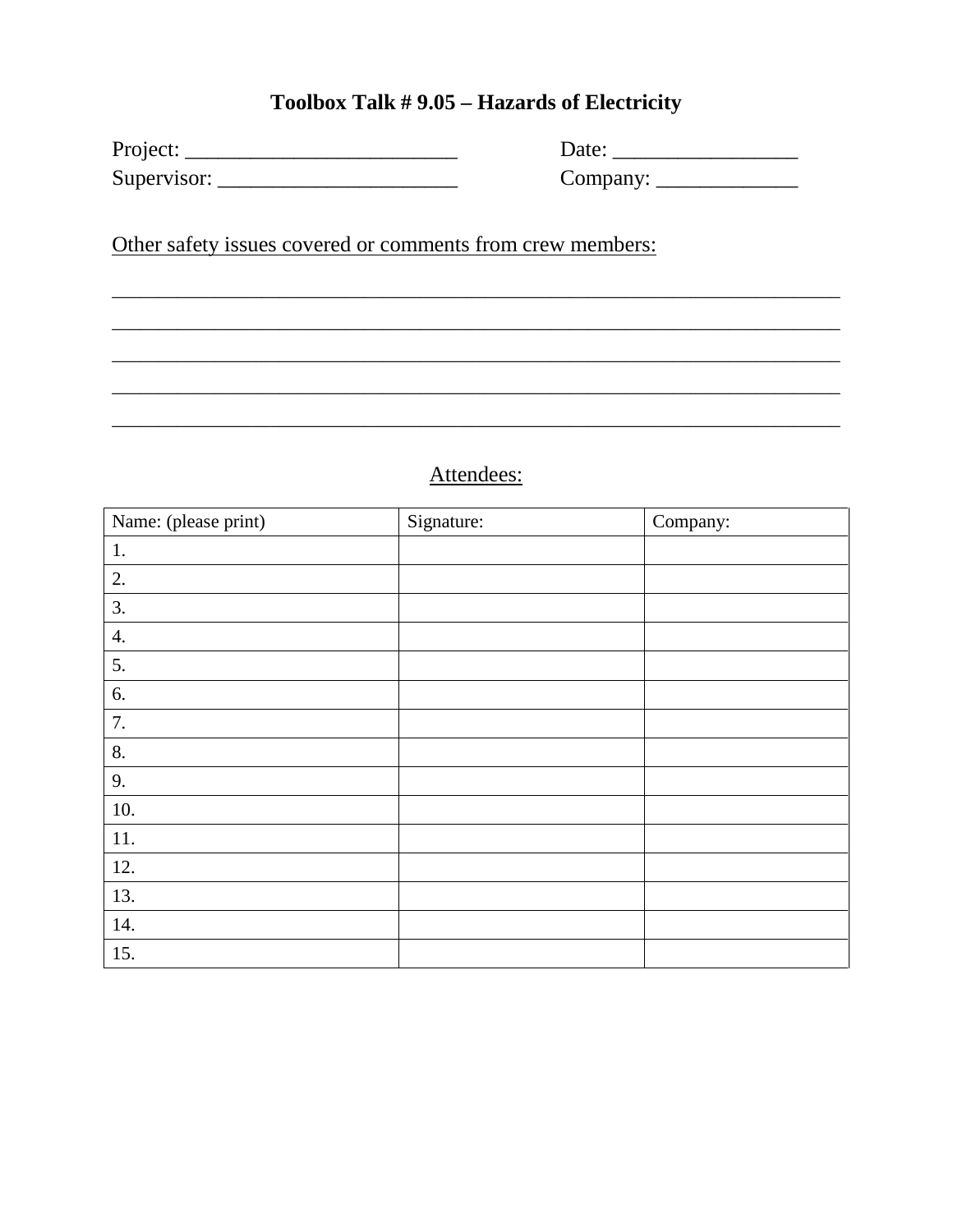# Toolbox Talk # 9.05 – Hazards of Electricity

Project: _________________________ Date: _________________

Supervisor: ______________________ Company: _____________

Other safety issues covered or comments from crew members:

___________________________________________________________________________

___________________________________________________________________________

___________________________________________________________________________

___________________________________________________________________________

___________________________________________________________________________

## Attendees:

| Name: (please print) | Signature: | Company: |
|---|---|---|
| 1. | | |
| 2. | | |
| 3. | | |
| 4. | | |
| 5. | | |
| 6. | | |
| 7. | | |
| 8. | | |
| 9. | | |
| 10. | | |
| 11. | | |
| 12. | | |
| 13. | | |
| 14. | | |
| 15. | | |